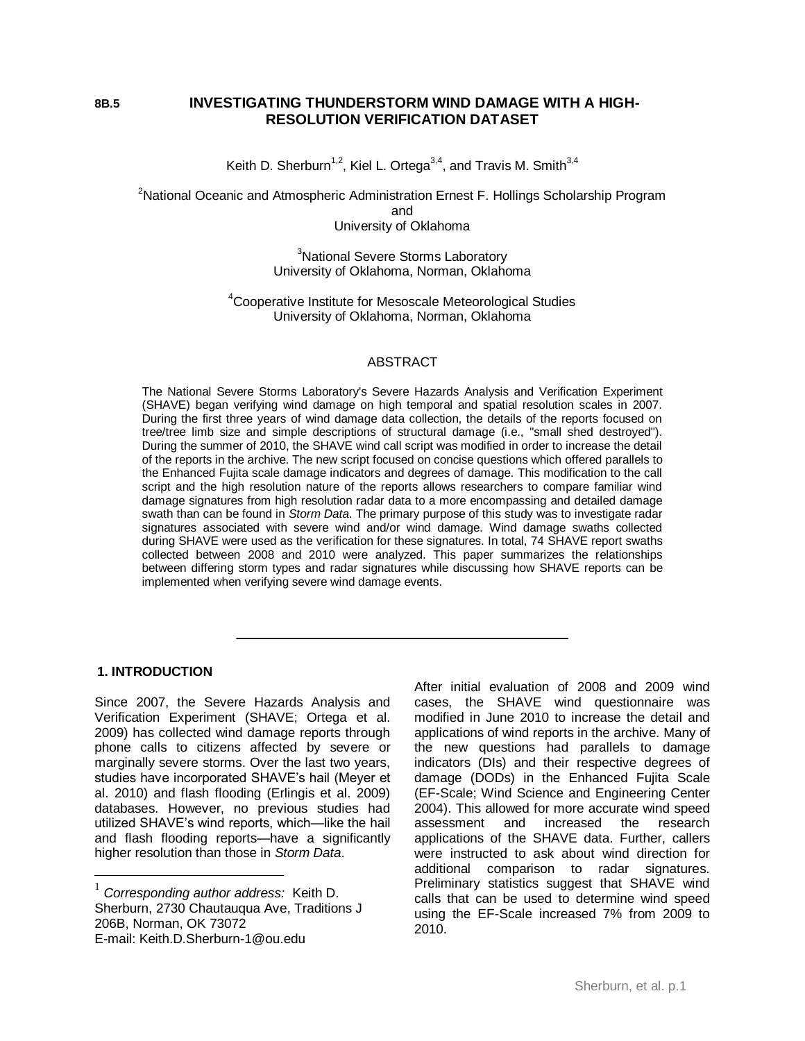8B.5

# INVESTIGATING THUNDERSTORM WIND DAMAGE WITH A HIGH-RESOLUTION VERIFICATION DATASET

Keith D. Sherburn[1,2], Kiel L. Ortega[3,4], and Travis M. Smith[3,4]

[2]National Oceanic and Atmospheric Administration Ernest F. Hollings Scholarship Program
and
University of Oklahoma

[3]National Severe Storms Laboratory
University of Oklahoma, Norman, Oklahoma

[4]Cooperative Institute for Mesoscale Meteorological Studies
University of Oklahoma, Norman, Oklahoma

## ABSTRACT

The National Severe Storms Laboratory's Severe Hazards Analysis and Verification Experiment (SHAVE) began verifying wind damage on high temporal and spatial resolution scales in 2007. During the first three years of wind damage data collection, the details of the reports focused on tree/tree limb size and simple descriptions of structural damage (i.e., "small shed destroyed"). During the summer of 2010, the SHAVE wind call script was modified in order to increase the detail of the reports in the archive. The new script focused on concise questions which offered parallels to the Enhanced Fujita scale damage indicators and degrees of damage. This modification to the call script and the high resolution nature of the reports allows researchers to compare familiar wind damage signatures from high resolution radar data to a more encompassing and detailed damage swath than can be found in *Storm Data*. The primary purpose of this study was to investigate radar signatures associated with severe wind and/or wind damage. Wind damage swaths collected during SHAVE were used as the verification for these signatures. In total, 74 SHAVE report swaths collected between 2008 and 2010 were analyzed. This paper summarizes the relationships between differing storm types and radar signatures while discussing how SHAVE reports can be implemented when verifying severe wind damage events.

---

## 1. INTRODUCTION

Since 2007, the Severe Hazards Analysis and Verification Experiment (SHAVE; Ortega et al. 2009) has collected wind damage reports through phone calls to citizens affected by severe or marginally severe storms. Over the last two years, studies have incorporated SHAVE's hail (Meyer et al. 2010) and flash flooding (Erlingis et al. 2009) databases. However, no previous studies had utilized SHAVE's wind reports, which—like the hail and flash flooding reports—have a significantly higher resolution than those in *Storm Data*.

After initial evaluation of 2008 and 2009 wind cases, the SHAVE wind questionnaire was modified in June 2010 to increase the detail and applications of wind reports in the archive. Many of the new questions had parallels to damage indicators (DIs) and their respective degrees of damage (DODs) in the Enhanced Fujita Scale (EF-Scale; Wind Science and Engineering Center 2004). This allowed for more accurate wind speed assessment and increased the research applications of the SHAVE data. Further, callers were instructed to ask about wind direction for additional comparison to radar signatures. Preliminary statistics suggest that SHAVE wind calls that can be used to determine wind speed using the EF-Scale increased 7% from 2009 to 2010.

---

[1] *Corresponding author address:* Keith D. Sherburn, 2730 Chautauqua Ave, Traditions J 206B, Norman, OK 73072
E-mail: Keith.D.Sherburn-1@ou.edu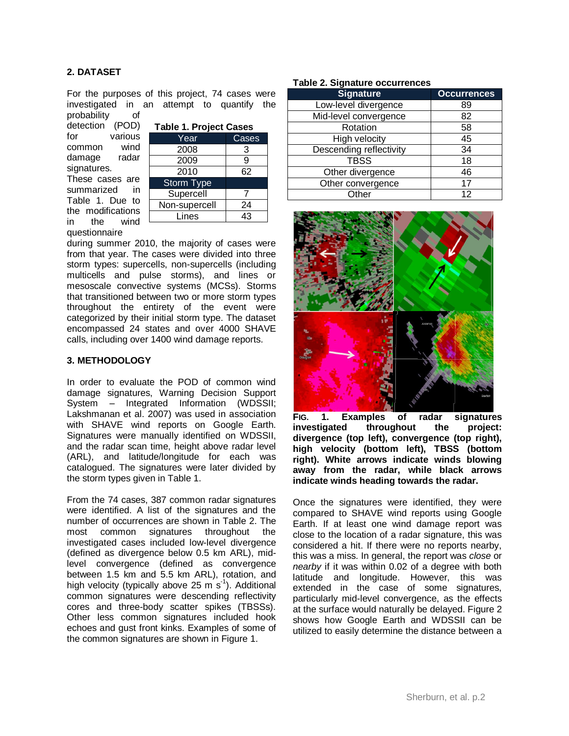## 2. DATASET

For the purposes of this project, 74 cases were investigated in an attempt to quantify the probability of detection (POD) for various common wind damage radar signatures. These cases are summarized in Table 1. Due to the modifications in the wind questionnaire during summer 2010, the majority of cases were from that year. The cases were divided into three storm types: supercells, non-supercells (including multicells and pulse storms), and lines or mesoscale convective systems (MCSs). Storms that transitioned between two or more storm types throughout the entirety of the event were categorized by their initial storm type. The dataset encompassed 24 states and over 4000 SHAVE calls, including over 1400 wind damage reports.

**Table 1. Project Cases**

| Year | Cases |
|---|---|
| 2008 | 3 |
| 2009 | 9 |
| 2010 | 62 |
| **Storm Type** | |
| Supercell | 7 |
| Non-supercell | 24 |
| Lines | 43 |

## 3. METHODOLOGY

In order to evaluate the POD of common wind damage signatures, Warning Decision Support System – Integrated Information (WDSSII; Lakshmanan et al. 2007) was used in association with SHAVE wind reports on Google Earth. Signatures were manually identified on WDSSII, and the radar scan time, height above radar level (ARL), and latitude/longitude for each was catalogued. The signatures were later divided by the storm types given in Table 1.

From the 74 cases, 387 common radar signatures were identified. A list of the signatures and the number of occurrences are shown in Table 2. The most common signatures throughout the investigated cases included low-level divergence (defined as divergence below 0.5 km ARL), mid-level convergence (defined as convergence between 1.5 km and 5.5 km ARL), rotation, and high velocity (typically above 25 m s$^{-1}$). Additional common signatures were descending reflectivity cores and three-body scatter spikes (TBSSs). Other less common signatures included hook echoes and gust front kinks. Examples of some of the common signatures are shown in Figure 1.

**Table 2. Signature occurrences**

| Signature | Occurrences |
|---|---|
| Low-level divergence | 89 |
| Mid-level convergence | 82 |
| Rotation | 58 |
| High velocity | 45 |
| Descending reflectivity | 34 |
| TBSS | 18 |
| Other divergence | 46 |
| Other convergence | 17 |
| Other | 12 |

**FIG. 1. Examples of radar signatures investigated throughout the project: divergence (top left), convergence (top right), high velocity (bottom left), TBSS (bottom right). White arrows indicate winds blowing away from the radar, while black arrows indicate winds heading towards the radar.**

Once the signatures were identified, they were compared to SHAVE wind reports using Google Earth. If at least one wind damage report was close to the location of a radar signature, this was considered a hit. If there were no reports nearby, this was a miss. In general, the report was *close* or *nearby* if it was within 0.02 of a degree with both latitude and longitude. However, this was extended in the case of some signatures, particularly mid-level convergence, as the effects at the surface would naturally be delayed. Figure 2 shows how Google Earth and WDSSII can be utilized to easily determine the distance between a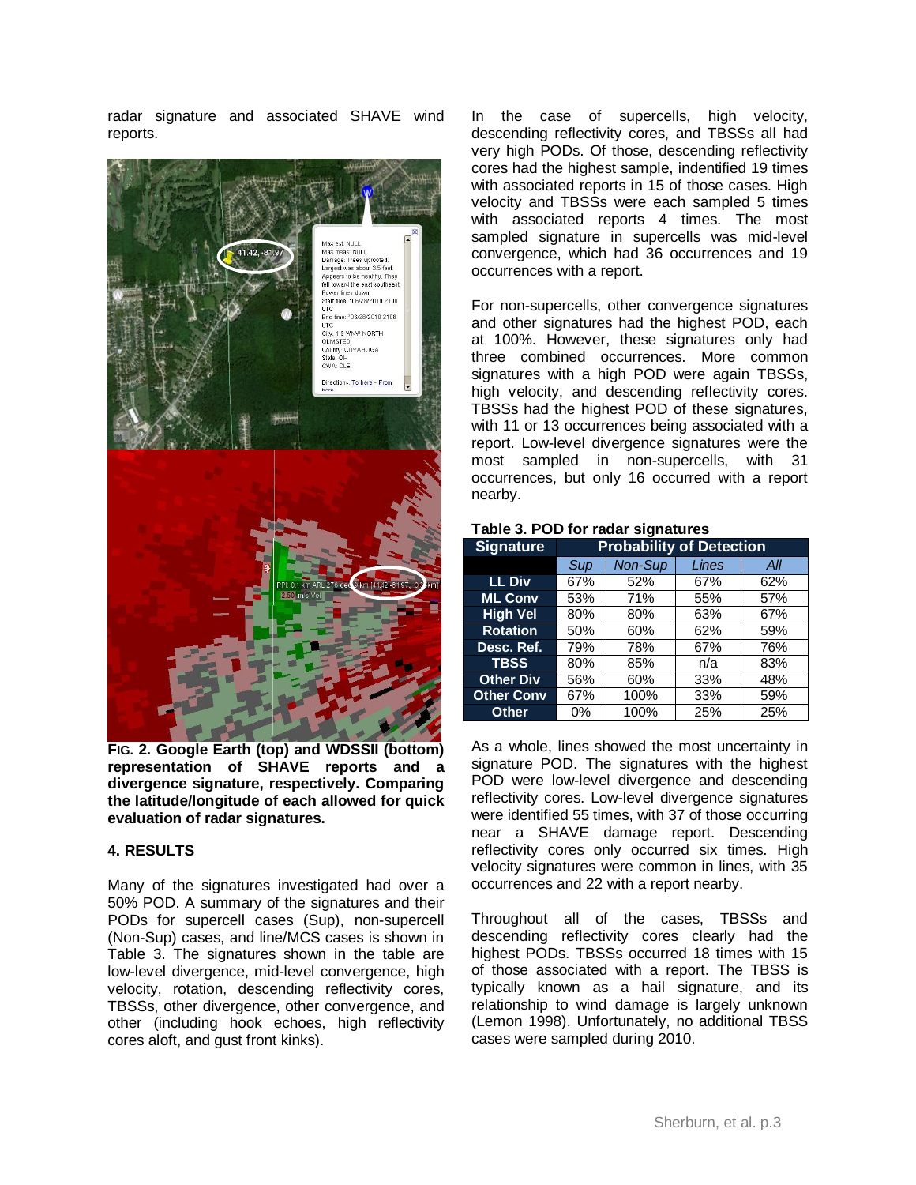radar signature and associated SHAVE wind reports.

**FIG. 2. Google Earth (top) and WDSSII (bottom) representation of SHAVE reports and a divergence signature, respectively. Comparing the latitude/longitude of each allowed for quick evaluation of radar signatures.**

### 4. RESULTS

Many of the signatures investigated had over a 50% POD. A summary of the signatures and their PODs for supercell cases (Sup), non-supercell (Non-Sup) cases, and line/MCS cases is shown in Table 3. The signatures shown in the table are low-level divergence, mid-level convergence, high velocity, rotation, descending reflectivity cores, TBSSs, other divergence, other convergence, and other (including hook echoes, high reflectivity cores aloft, and gust front kinks).

In the case of supercells, high velocity, descending reflectivity cores, and TBSSs all had very high PODs. Of those, descending reflectivity cores had the highest sample, indentified 19 times with associated reports in 15 of those cases. High velocity and TBSSs were each sampled 5 times with associated reports 4 times. The most sampled signature in supercells was mid-level convergence, which had 36 occurrences and 19 occurrences with a report.

For non-supercells, other convergence signatures and other signatures had the highest POD, each at 100%. However, these signatures only had three combined occurrences. More common signatures with a high POD were again TBSSs, high velocity, and descending reflectivity cores. TBSSs had the highest POD of these signatures, with 11 or 13 occurrences being associated with a report. Low-level divergence signatures were the most sampled in non-supercells, with 31 occurrences, but only 16 occurred with a report nearby.

**Table 3. POD for radar signatures**

| Signature | Probability of Detection | | | |
|---|---|---|---|---|
| | *Sup* | *Non-Sup* | *Lines* | *All* |
| **LL Div** | 67% | 52% | 67% | 62% |
| **ML Conv** | 53% | 71% | 55% | 57% |
| **High Vel** | 80% | 80% | 63% | 67% |
| **Rotation** | 50% | 60% | 62% | 59% |
| **Desc. Ref.** | 79% | 78% | 67% | 76% |
| **TBSS** | 80% | 85% | n/a | 83% |
| **Other Div** | 56% | 60% | 33% | 48% |
| **Other Conv** | 67% | 100% | 33% | 59% |
| **Other** | 0% | 100% | 25% | 25% |

As a whole, lines showed the most uncertainty in signature POD. The signatures with the highest POD were low-level divergence and descending reflectivity cores. Low-level divergence signatures were identified 55 times, with 37 of those occurring near a SHAVE damage report. Descending reflectivity cores only occurred six times. High velocity signatures were common in lines, with 35 occurrences and 22 with a report nearby.

Throughout all of the cases, TBSSs and descending reflectivity cores clearly had the highest PODs. TBSSs occurred 18 times with 15 of those associated with a report. The TBSS is typically known as a hail signature, and its relationship to wind damage is largely unknown (Lemon 1998). Unfortunately, no additional TBSS cases were sampled during 2010.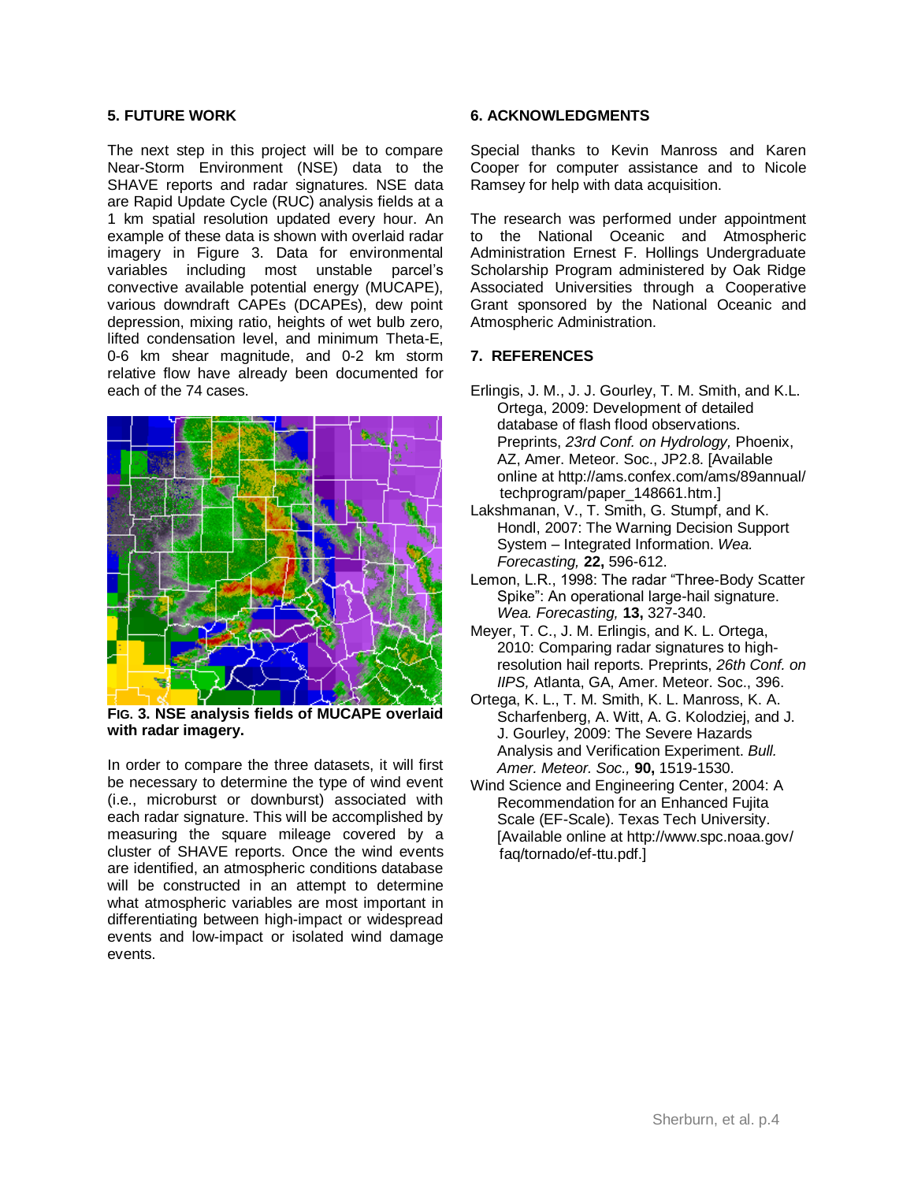## 5. FUTURE WORK

The next step in this project will be to compare Near-Storm Environment (NSE) data to the SHAVE reports and radar signatures. NSE data are Rapid Update Cycle (RUC) analysis fields at a 1 km spatial resolution updated every hour. An example of these data is shown with overlaid radar imagery in Figure 3. Data for environmental variables including most unstable parcel's convective available potential energy (MUCAPE), various downdraft CAPEs (DCAPEs), dew point depression, mixing ratio, heights of wet bulb zero, lifted condensation level, and minimum Theta-E, 0-6 km shear magnitude, and 0-2 km storm relative flow have already been documented for each of the 74 cases.

**FIG. 3. NSE analysis fields of MUCAPE overlaid with radar imagery.**

In order to compare the three datasets, it will first be necessary to determine the type of wind event (i.e., microburst or downburst) associated with each radar signature. This will be accomplished by measuring the square mileage covered by a cluster of SHAVE reports. Once the wind events are identified, an atmospheric conditions database will be constructed in an attempt to determine what atmospheric variables are most important in differentiating between high-impact or widespread events and low-impact or isolated wind damage events.

## 6. ACKNOWLEDGMENTS

Special thanks to Kevin Manross and Karen Cooper for computer assistance and to Nicole Ramsey for help with data acquisition.

The research was performed under appointment to the National Oceanic and Atmospheric Administration Ernest F. Hollings Undergraduate Scholarship Program administered by Oak Ridge Associated Universities through a Cooperative Grant sponsored by the National Oceanic and Atmospheric Administration.

## 7. REFERENCES

Erlingis, J. M., J. J. Gourley, T. M. Smith, and K.L. Ortega, 2009: Development of detailed database of flash flood observations. Preprints, *23rd Conf. on Hydrology,* Phoenix, AZ, Amer. Meteor. Soc., JP2.8. [Available online at http://ams.confex.com/ams/89annual/techprogram/paper_148661.htm.]

Lakshmanan, V., T. Smith, G. Stumpf, and K. Hondl, 2007: The Warning Decision Support System – Integrated Information. *Wea. Forecasting,* **22,** 596-612.

Lemon, L.R., 1998: The radar "Three-Body Scatter Spike": An operational large-hail signature. *Wea. Forecasting,* **13,** 327-340.

Meyer, T. C., J. M. Erlingis, and K. L. Ortega, 2010: Comparing radar signatures to high-resolution hail reports. Preprints, *26th Conf. on IIPS,* Atlanta, GA, Amer. Meteor. Soc., 396.

Ortega, K. L., T. M. Smith, K. L. Manross, K. A. Scharfenberg, A. Witt, A. G. Kolodziej, and J. J. Gourley, 2009: The Severe Hazards Analysis and Verification Experiment. *Bull. Amer. Meteor. Soc.,* **90,** 1519-1530.

Wind Science and Engineering Center, 2004: A Recommendation for an Enhanced Fujita Scale (EF-Scale). Texas Tech University. [Available online at http://www.spc.noaa.gov/faq/tornado/ef-ttu.pdf.]